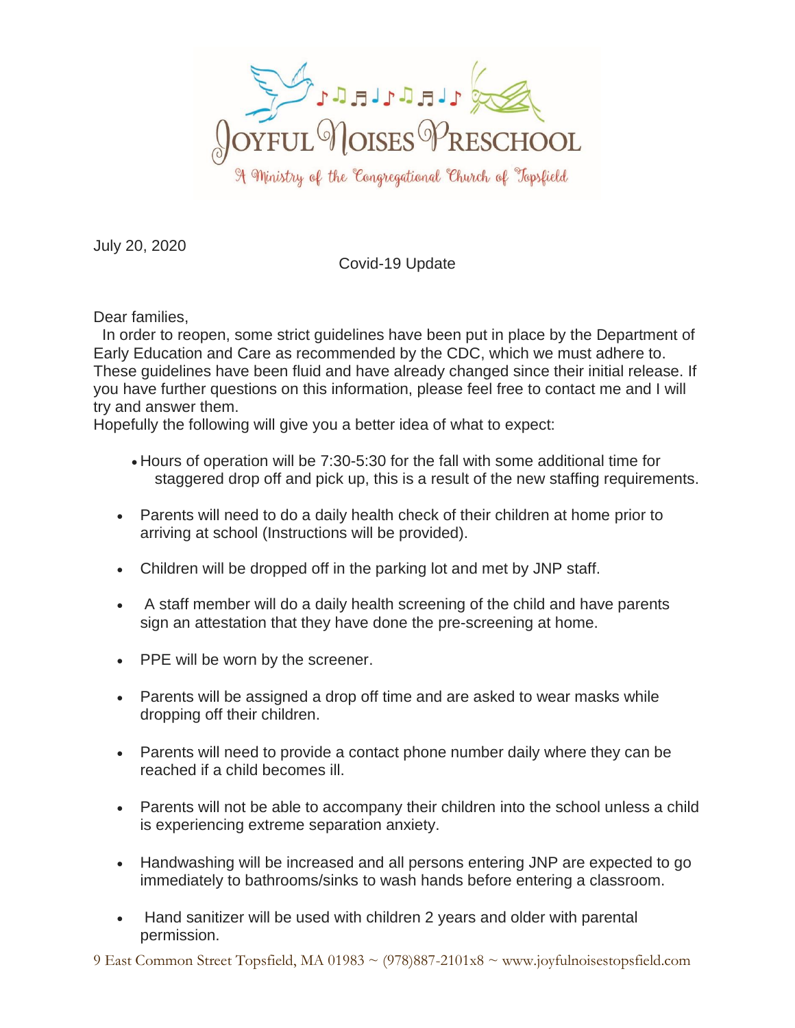# Joyful Noises Preschool

A Ministry of the Congregational Church of Topsfield

July 20, 2020

Covid-19 Update

Dear families,

In order to reopen, some strict guidelines have been put in place by the Department of Early Education and Care as recommended by the CDC, which we must adhere to. These guidelines have been fluid and have already changed since their initial release. If you have further questions on this information, please feel free to contact me and I will try and answer them.

Hopefully the following will give you a better idea of what to expect:

- Hours of operation will be 7:30-5:30 for the fall with some additional time for staggered drop off and pick up, this is a result of the new staffing requirements.
- Parents will need to do a daily health check of their children at home prior to arriving at school (Instructions will be provided).
- Children will be dropped off in the parking lot and met by JNP staff.
- A staff member will do a daily health screening of the child and have parents sign an attestation that they have done the pre-screening at home.
- PPE will be worn by the screener.
- Parents will be assigned a drop off time and are asked to wear masks while dropping off their children.
- Parents will need to provide a contact phone number daily where they can be reached if a child becomes ill.
- Parents will not be able to accompany their children into the school unless a child is experiencing extreme separation anxiety.
- Handwashing will be increased and all persons entering JNP are expected to go immediately to bathrooms/sinks to wash hands before entering a classroom.
- Hand sanitizer will be used with children 2 years and older with parental permission.

9 East Common Street Topsfield, MA 01983 ~ (978)887-2101x8 ~ www.joyfulnoisestopsfield.com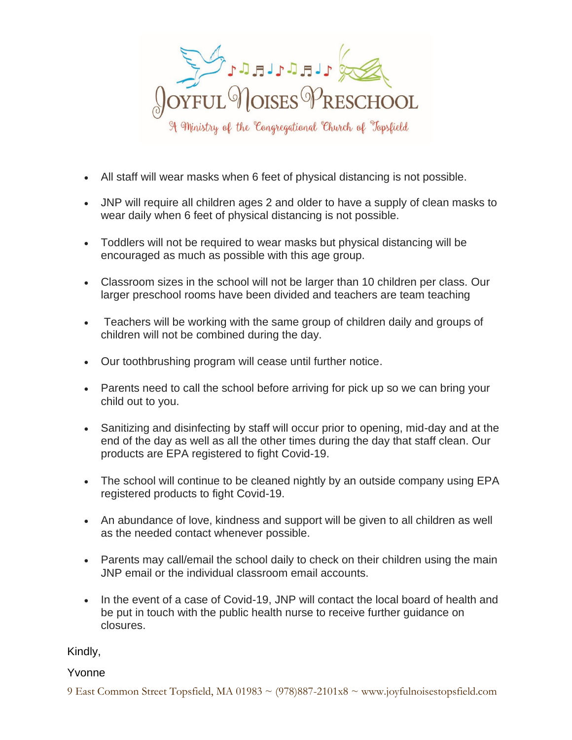- All staff will wear masks when 6 feet of physical distancing is not possible.
- JNP will require all children ages 2 and older to have a supply of clean masks to wear daily when 6 feet of physical distancing is not possible.
- Toddlers will not be required to wear masks but physical distancing will be encouraged as much as possible with this age group.
- Classroom sizes in the school will not be larger than 10 children per class. Our larger preschool rooms have been divided and teachers are team teaching
- Teachers will be working with the same group of children daily and groups of children will not be combined during the day.
- Our toothbrushing program will cease until further notice.
- Parents need to call the school before arriving for pick up so we can bring your child out to you.
- Sanitizing and disinfecting by staff will occur prior to opening, mid-day and at the end of the day as well as all the other times during the day that staff clean. Our products are EPA registered to fight Covid-19.
- The school will continue to be cleaned nightly by an outside company using EPA registered products to fight Covid-19.
- An abundance of love, kindness and support will be given to all children as well as the needed contact whenever possible.
- Parents may call/email the school daily to check on their children using the main JNP email or the individual classroom email accounts.
- In the event of a case of Covid-19, JNP will contact the local board of health and be put in touch with the public health nurse to receive further guidance on closures.

Kindly,

Yvonne